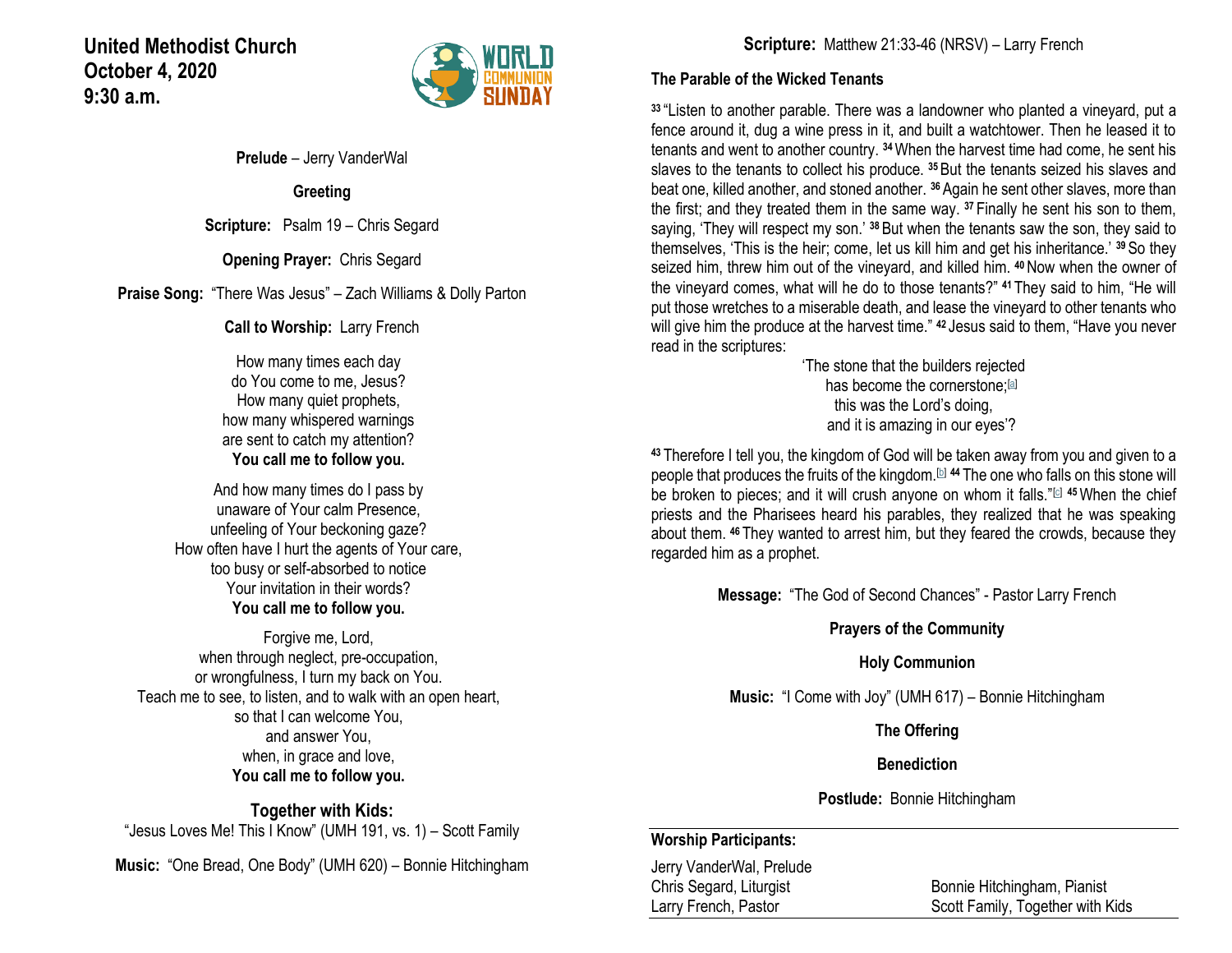# United Methodist Church
## October 4, 2020
## 9:30 a.m.

WORLD COMMUNION SUNDAY

**Prelude** – Jerry VanderWal

**Greeting**

**Scripture:** Psalm 19 – Chris Segard

**Opening Prayer:** Chris Segard

**Praise Song:** "There Was Jesus" – Zach Williams & Dolly Parton

**Call to Worship:** Larry French

How many times each day
do You come to me, Jesus?
How many quiet prophets,
how many whispered warnings
are sent to catch my attention?
**You call me to follow you.**

And how many times do I pass by
unaware of Your calm Presence,
unfeeling of Your beckoning gaze?
How often have I hurt the agents of Your care,
too busy or self-absorbed to notice
Your invitation in their words?
**You call me to follow you.**

Forgive me, Lord,
when through neglect, pre-occupation,
or wrongfulness, I turn my back on You.
Teach me to see, to listen, and to walk with an open heart,
so that I can welcome You,
and answer You,
when, in grace and love,
**You call me to follow you.**

**Together with Kids:**
"Jesus Loves Me! This I Know" (UMH 191, vs. 1) – Scott Family

**Music:** "One Bread, One Body" (UMH 620) – Bonnie Hitchingham

**Scripture:** Matthew 21:33-46 (NRSV) – Larry French

**The Parable of the Wicked Tenants**

[33] "Listen to another parable. There was a landowner who planted a vineyard, put a fence around it, dug a wine press in it, and built a watchtower. Then he leased it to tenants and went to another country. [34] When the harvest time had come, he sent his slaves to the tenants to collect his produce. [35] But the tenants seized his slaves and beat one, killed another, and stoned another. [36] Again he sent other slaves, more than the first; and they treated them in the same way. [37] Finally he sent his son to them, saying, 'They will respect my son.' [38] But when the tenants saw the son, they said to themselves, 'This is the heir; come, let us kill him and get his inheritance.' [39] So they seized him, threw him out of the vineyard, and killed him. [40] Now when the owner of the vineyard comes, what will he do to those tenants?" [41] They said to him, "He will put those wretches to a miserable death, and lease the vineyard to other tenants who will give him the produce at the harvest time." [42] Jesus said to them, "Have you never read in the scriptures:

'The stone that the builders rejected
has become the cornerstone;[a]
this was the Lord's doing,
and it is amazing in our eyes'?

[43] Therefore I tell you, the kingdom of God will be taken away from you and given to a people that produces the fruits of the kingdom.[b] [44] The one who falls on this stone will be broken to pieces; and it will crush anyone on whom it falls."[c] [45] When the chief priests and the Pharisees heard his parables, they realized that he was speaking about them. [46] They wanted to arrest him, but they feared the crowds, because they regarded him as a prophet.

**Message:** "The God of Second Chances" - Pastor Larry French

**Prayers of the Community**

**Holy Communion**

**Music:** "I Come with Joy" (UMH 617) – Bonnie Hitchingham

**The Offering**

**Benediction**

**Postlude:** Bonnie Hitchingham

**Worship Participants:**

Jerry VanderWal, Prelude
Chris Segard, Liturgist
Larry French, Pastor
Bonnie Hitchingham, Pianist
Scott Family, Together with Kids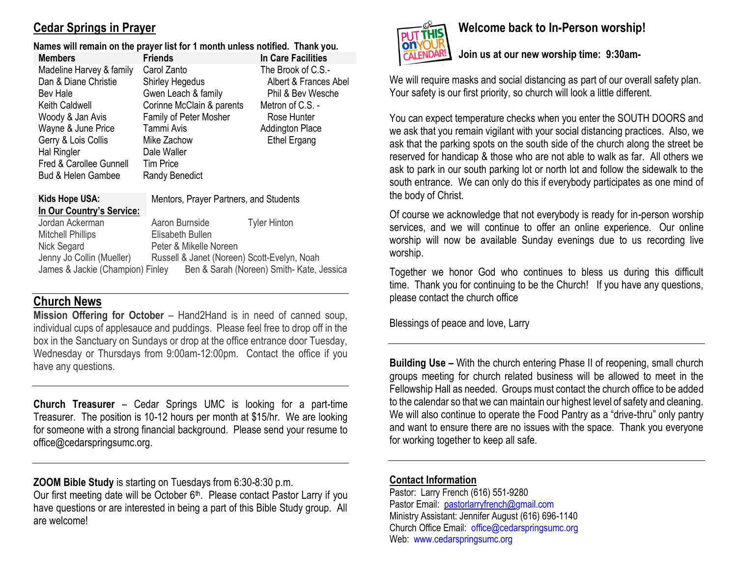## Cedar Springs in Prayer

**Names will remain on the prayer list for 1 month unless notified. Thank you.**

| Members | Friends | In Care Facilities |
|---|---|---|
| Madeline Harvey & family | Carol Zanto | The Brook of C.S.- |
| Dan & Diane Christie | Shirley Hegedus | Albert & Frances Abel |
| Bev Hale | Gwen Leach & family | Phil & Bev Wesche |
| Keith Caldwell | Corinne McClain & parents | Metron of C.S. - |
| Woody & Jan Avis | Family of Peter Mosher | Rose Hunter |
| Wayne & June Price | Tammi Avis | Addington Place |
| Gerry & Lois Collis | Mike Zachow | Ethel Ergang |
| Hal Ringler | Dale Waller | |
| Fred & Carollee Gunnell | Tim Price | |
| Bud & Helen Gambee | Randy Benedict | |

**Kids Hope USA:** Mentors, Prayer Partners, and Students

**In Our Country's Service:**

Jordan Ackerman — Aaron Burnside — Tyler Hinton
Mitchell Phillips — Elisabeth Bullen
Nick Segard — Peter & Mikelle Noreen
Jenny Jo Collin (Mueller) — Russell & Janet (Noreen) Scott-Evelyn, Noah
James & Jackie (Champion) Finley — Ben & Sarah (Noreen) Smith- Kate, Jessica

## Church News

**Mission Offering for October** – Hand2Hand is in need of canned soup, individual cups of applesauce and puddings. Please feel free to drop off in the box in the Sanctuary on Sundays or drop at the office entrance door Tuesday, Wednesday or Thursdays from 9:00am-12:00pm. Contact the office if you have any questions.

---

**Church Treasurer** – Cedar Springs UMC is looking for a part-time Treasurer. The position is 10-12 hours per month at $15/hr. We are looking for someone with a strong financial background. Please send your resume to office@cedarspringsumc.org.

---

**ZOOM Bible Study** is starting on Tuesdays from 6:30-8:30 p.m.
Our first meeting date will be October 6th. Please contact Pastor Larry if you have questions or are interested in being a part of this Bible Study group. All are welcome!

## Welcome back to In-Person worship!

**Join us at our new worship time: 9:30am-**

We will require masks and social distancing as part of our overall safety plan. Your safety is our first priority, so church will look a little different.

You can expect temperature checks when you enter the SOUTH DOORS and we ask that you remain vigilant with your social distancing practices. Also, we ask that the parking spots on the south side of the church along the street be reserved for handicap & those who are not able to walk as far. All others we ask to park in our south parking lot or north lot and follow the sidewalk to the south entrance. We can only do this if everybody participates as one mind of the body of Christ.

Of course we acknowledge that not everybody is ready for in-person worship services, and we will continue to offer an online experience. Our online worship will now be available Sunday evenings due to us recording live worship.

Together we honor God who continues to bless us during this difficult time. Thank you for continuing to be the Church! If you have any questions, please contact the church office

Blessings of peace and love, Larry

---

**Building Use –** With the church entering Phase II of reopening, small church groups meeting for church related business will be allowed to meet in the Fellowship Hall as needed. Groups must contact the church office to be added to the calendar so that we can maintain our highest level of safety and cleaning. We will also continue to operate the Food Pantry as a "drive-thru" only pantry and want to ensure there are no issues with the space. Thank you everyone for working together to keep all safe.

---

### Contact Information

Pastor: Larry French (616) 551-9280
Pastor Email: pastorlarryfrench@gmail.com
Ministry Assistant: Jennifer August (616) 696-1140
Church Office Email: office@cedarspringsumc.org
Web: www.cedarspringsumc.org